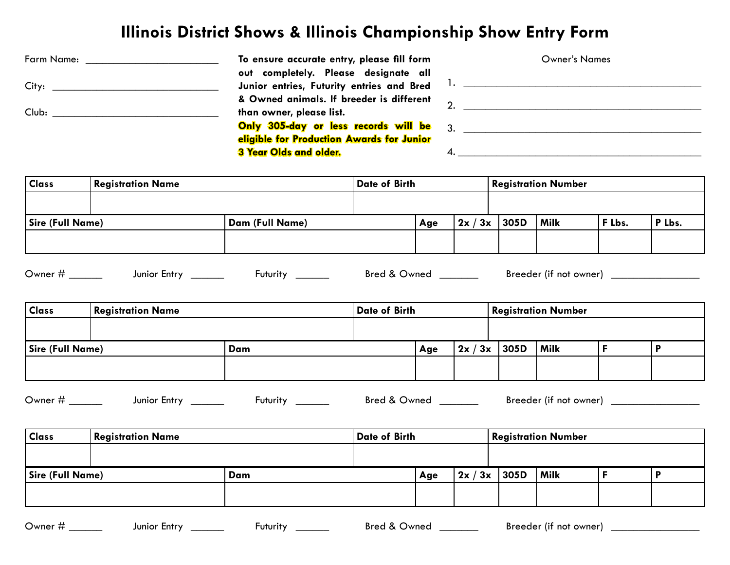# Illinois District Shows & Illinois Championship Show Entry Form

Farm Name: ________________________

City: ______________________________

Club: ______________________________

**To ensure accurate entry, please fill form out completely. Please designate all Junior entries, Futurity entries and Bred & Owned animals. If breeder is different than owner, please list.**
**Only 305-day or less records will be eligible for Production Awards for Junior 3 Year Olds and older.**

Owner's Names

1. ____________________________________________
2. ____________________________________________
3. ____________________________________________
4. ____________________________________________

| Class | Registration Name | Date of Birth | Registration Number |
|---|---|---|---|
| | | | |

| Sire (Full Name) | Dam (Full Name) | Age | 2x / 3x | 305D | Milk | F Lbs. | P Lbs. |
|---|---|---|---|---|---|---|---|
| | | | | | | | |

Owner # ______ Junior Entry ______ Futurity ______ Bred & Owned _______ Breeder (if not owner) ________________

| Class | Registration Name | Date of Birth | Registration Number |
|---|---|---|---|
| | | | |

| Sire (Full Name) | Dam | Age | 2x / 3x | 305D | Milk | F | P |
|---|---|---|---|---|---|---|---|
| | | | | | | | |

Owner # ______ Junior Entry ______ Futurity ______ Bred & Owned _______ Breeder (if not owner) ________________

| Class | Registration Name | Date of Birth | Registration Number |
|---|---|---|---|
| | | | |

| Sire (Full Name) | Dam | Age | 2x / 3x | 305D | Milk | F | P |
|---|---|---|---|---|---|---|---|
| | | | | | | | |

Owner # ______ Junior Entry ______ Futurity ______ Bred & Owned _______ Breeder (if not owner) ________________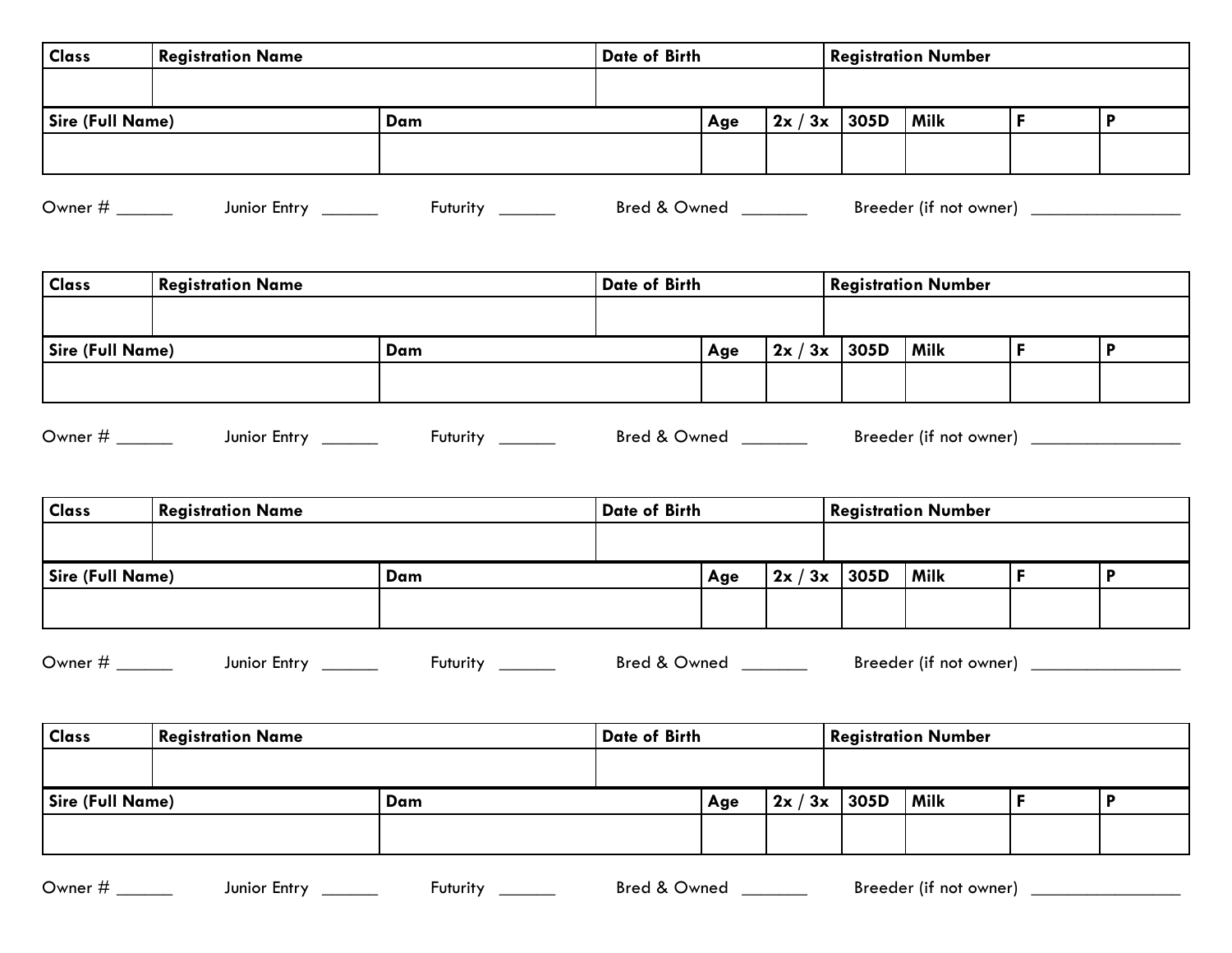| Class | Registration Name | Date of Birth | Registration Number |
|---|---|---|---|
| | | | |

| Sire (Full Name) | Dam | Age | 2x / 3x | 305D | Milk | F | P |
|---|---|---|---|---|---|---|---|
| | | | | | | | |

Owner # ______ Junior Entry ______ Futurity ______ Bred & Owned _______ Breeder (if not owner) ________________

| Class | Registration Name | Date of Birth | Registration Number |
|---|---|---|---|
| | | | |

| Sire (Full Name) | Dam | Age | 2x / 3x | 305D | Milk | F | P |
|---|---|---|---|---|---|---|---|
| | | | | | | | |

Owner # ______ Junior Entry ______ Futurity ______ Bred & Owned _______ Breeder (if not owner) ________________

| Class | Registration Name | Date of Birth | Registration Number |
|---|---|---|---|
| | | | |

| Sire (Full Name) | Dam | Age | 2x / 3x | 305D | Milk | F | P |
|---|---|---|---|---|---|---|---|
| | | | | | | | |

Owner # ______ Junior Entry ______ Futurity ______ Bred & Owned _______ Breeder (if not owner) ________________

| Class | Registration Name | Date of Birth | Registration Number |
|---|---|---|---|
| | | | |

| Sire (Full Name) | Dam | Age | 2x / 3x | 305D | Milk | F | P |
|---|---|---|---|---|---|---|---|
| | | | | | | | |

Owner # ______ Junior Entry ______ Futurity ______ Bred & Owned _______ Breeder (if not owner) ________________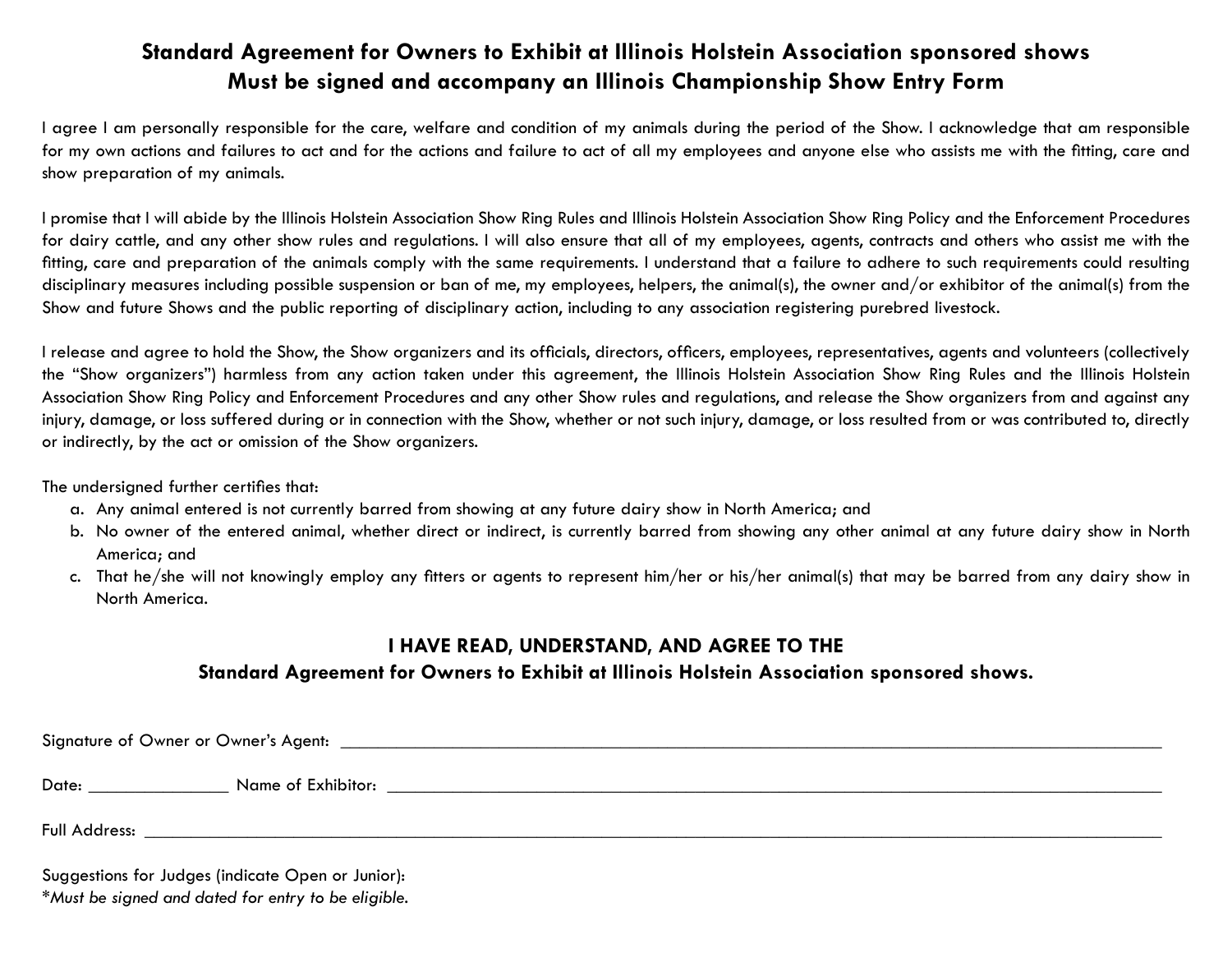# Standard Agreement for Owners to Exhibit at Illinois Holstein Association sponsored shows
## Must be signed and accompany an Illinois Championship Show Entry Form

I agree I am personally responsible for the care, welfare and condition of my animals during the period of the Show. I acknowledge that am responsible for my own actions and failures to act and for the actions and failure to act of all my employees and anyone else who assists me with the fitting, care and show preparation of my animals.

I promise that I will abide by the Illinois Holstein Association Show Ring Rules and Illinois Holstein Association Show Ring Policy and the Enforcement Procedures for dairy cattle, and any other show rules and regulations. I will also ensure that all of my employees, agents, contracts and others who assist me with the fitting, care and preparation of the animals comply with the same requirements. I understand that a failure to adhere to such requirements could resulting disciplinary measures including possible suspension or ban of me, my employees, helpers, the animal(s), the owner and/or exhibitor of the animal(s) from the Show and future Shows and the public reporting of disciplinary action, including to any association registering purebred livestock.

I release and agree to hold the Show, the Show organizers and its officials, directors, officers, employees, representatives, agents and volunteers (collectively the "Show organizers") harmless from any action taken under this agreement, the Illinois Holstein Association Show Ring Rules and the Illinois Holstein Association Show Ring Policy and Enforcement Procedures and any other Show rules and regulations, and release the Show organizers from and against any injury, damage, or loss suffered during or in connection with the Show, whether or not such injury, damage, or loss resulted from or was contributed to, directly or indirectly, by the act or omission of the Show organizers.

The undersigned further certifies that:

a. Any animal entered is not currently barred from showing at any future dairy show in North America; and
b. No owner of the entered animal, whether direct or indirect, is currently barred from showing any other animal at any future dairy show in North America; and
c. That he/she will not knowingly employ any fitters or agents to represent him/her or his/her animal(s) that may be barred from any dairy show in North America.

**I HAVE READ, UNDERSTAND, AND AGREE TO THE**
**Standard Agreement for Owners to Exhibit at Illinois Holstein Association sponsored shows.**

Signature of Owner or Owner's Agent: ____________________________________________

Date: _______________ Name of Exhibitor: ____________________________________________

Full Address: ____________________________________________

Suggestions for Judges (indicate Open or Junior):

*Must be signed and dated for entry to be eligible.*